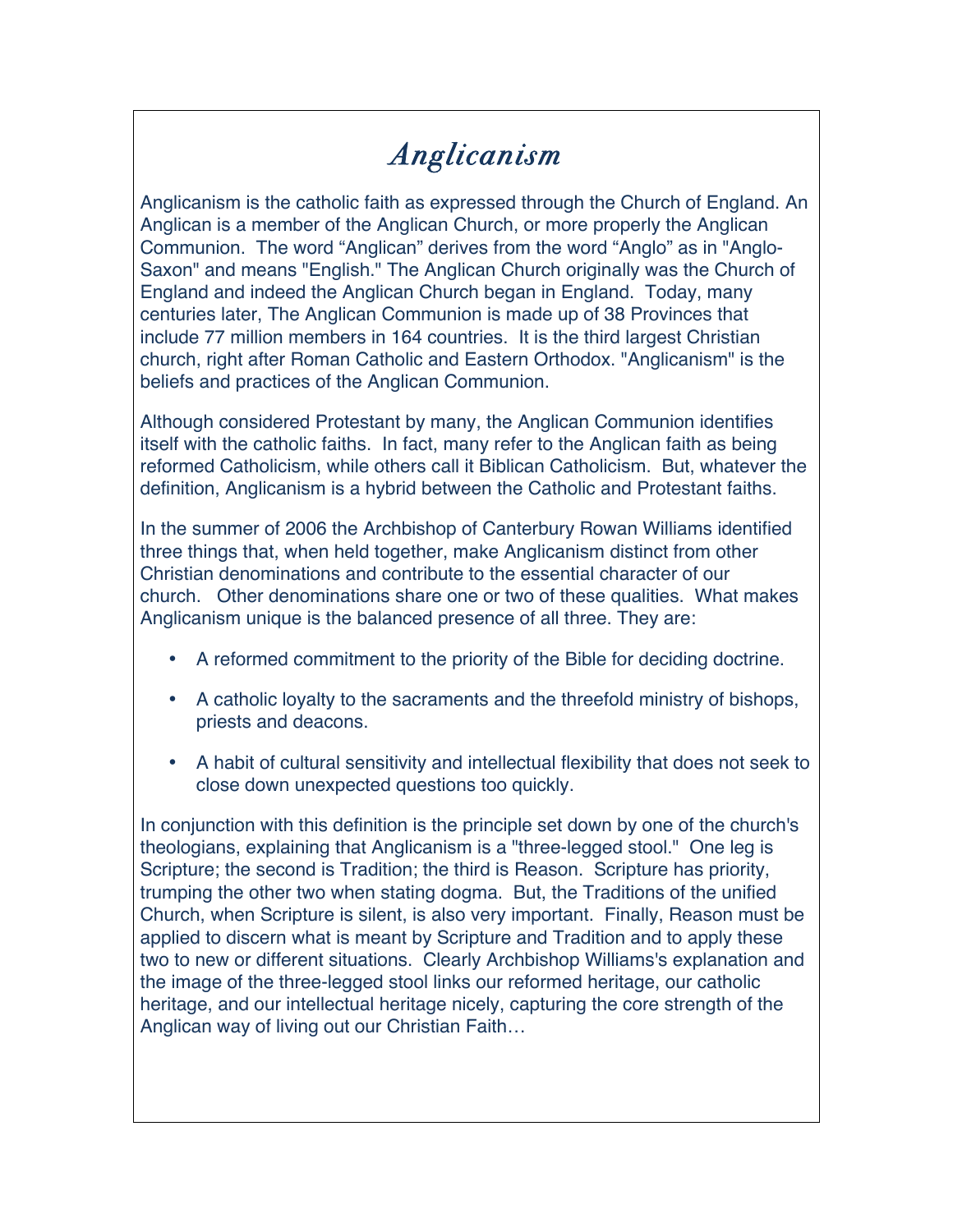# *Anglicanism*

Anglicanism is the catholic faith as expressed through the Church of England. An Anglican is a member of the Anglican Church, or more properly the Anglican Communion. The word "Anglican" derives from the word "Anglo" as in "Anglo-Saxon" and means "English." The Anglican Church originally was the Church of England and indeed the Anglican Church began in England. Today, many centuries later, The Anglican Communion is made up of 38 Provinces that include 77 million members in 164 countries. It is the third largest Christian church, right after Roman Catholic and Eastern Orthodox. "Anglicanism" is the beliefs and practices of the Anglican Communion.

Although considered Protestant by many, the Anglican Communion identifies itself with the catholic faiths. In fact, many refer to the Anglican faith as being reformed Catholicism, while others call it Biblican Catholicism. But, whatever the definition, Anglicanism is a hybrid between the Catholic and Protestant faiths.

In the summer of 2006 the Archbishop of Canterbury Rowan Williams identified three things that, when held together, make Anglicanism distinct from other Christian denominations and contribute to the essential character of our church. Other denominations share one or two of these qualities. What makes Anglicanism unique is the balanced presence of all three. They are:

- A reformed commitment to the priority of the Bible for deciding doctrine.
- A catholic loyalty to the sacraments and the threefold ministry of bishops, priests and deacons.
- A habit of cultural sensitivity and intellectual flexibility that does not seek to close down unexpected questions too quickly.

In conjunction with this definition is the principle set down by one of the church's theologians, explaining that Anglicanism is a "three-legged stool." One leg is Scripture; the second is Tradition; the third is Reason. Scripture has priority, trumping the other two when stating dogma. But, the Traditions of the unified Church, when Scripture is silent, is also very important. Finally, Reason must be applied to discern what is meant by Scripture and Tradition and to apply these two to new or different situations. Clearly Archbishop Williams's explanation and the image of the three-legged stool links our reformed heritage, our catholic heritage, and our intellectual heritage nicely, capturing the core strength of the Anglican way of living out our Christian Faith…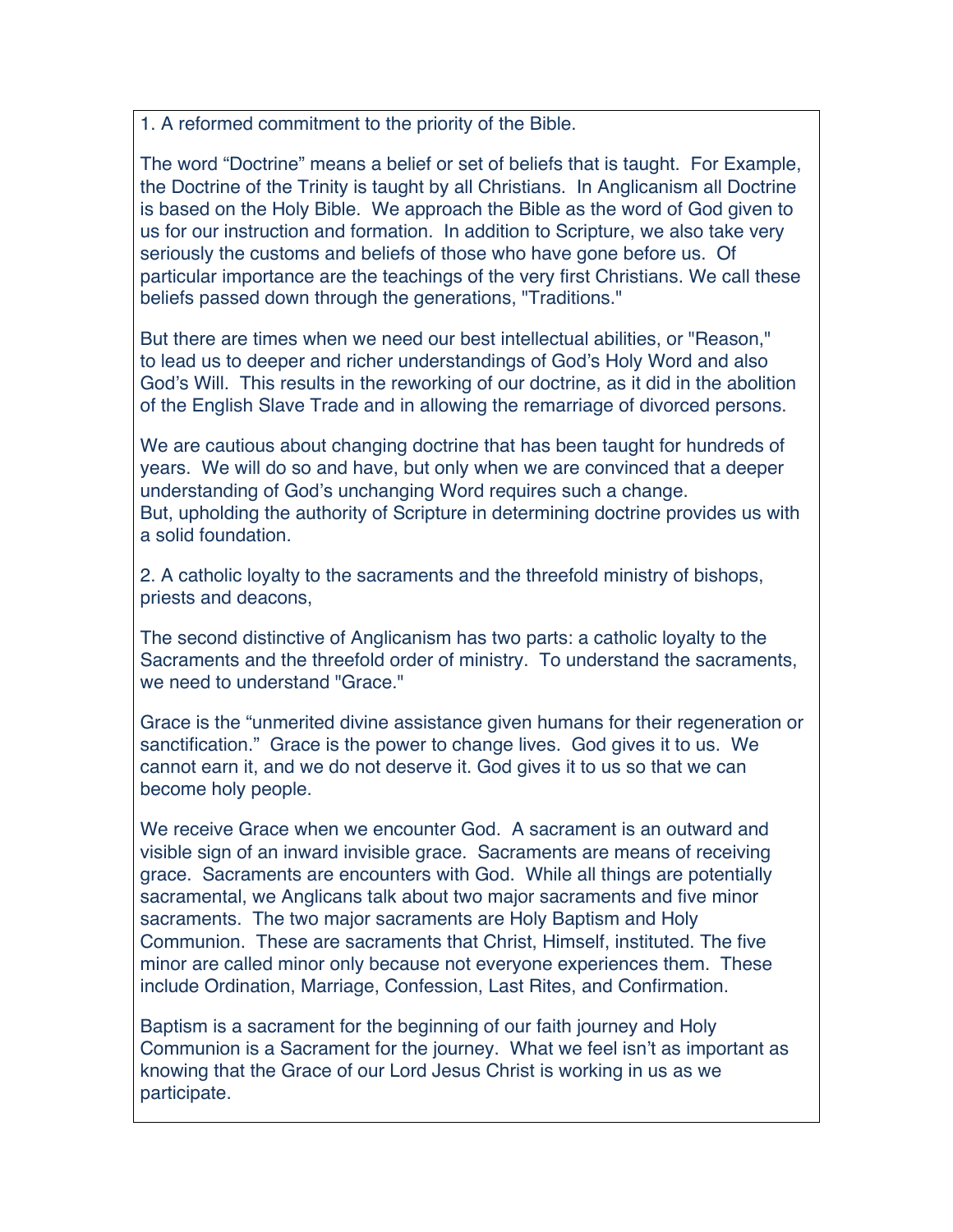1. A reformed commitment to the priority of the Bible.

The word "Doctrine" means a belief or set of beliefs that is taught. For Example, the Doctrine of the Trinity is taught by all Christians. In Anglicanism all Doctrine is based on the Holy Bible. We approach the Bible as the word of God given to us for our instruction and formation. In addition to Scripture, we also take very seriously the customs and beliefs of those who have gone before us. Of particular importance are the teachings of the very first Christians. We call these beliefs passed down through the generations, "Traditions."

But there are times when we need our best intellectual abilities, or "Reason," to lead us to deeper and richer understandings of God's Holy Word and also God's Will. This results in the reworking of our doctrine, as it did in the abolition of the English Slave Trade and in allowing the remarriage of divorced persons.

We are cautious about changing doctrine that has been taught for hundreds of years. We will do so and have, but only when we are convinced that a deeper understanding of God's unchanging Word requires such a change. But, upholding the authority of Scripture in determining doctrine provides us with a solid foundation.

2. A catholic loyalty to the sacraments and the threefold ministry of bishops, priests and deacons,

The second distinctive of Anglicanism has two parts: a catholic loyalty to the Sacraments and the threefold order of ministry. To understand the sacraments, we need to understand "Grace."

Grace is the "unmerited divine assistance given humans for their regeneration or sanctification." Grace is the power to change lives. God gives it to us. We cannot earn it, and we do not deserve it. God gives it to us so that we can become holy people.

We receive Grace when we encounter God. A sacrament is an outward and visible sign of an inward invisible grace. Sacraments are means of receiving grace. Sacraments are encounters with God. While all things are potentially sacramental, we Anglicans talk about two major sacraments and five minor sacraments. The two major sacraments are Holy Baptism and Holy Communion. These are sacraments that Christ, Himself, instituted. The five minor are called minor only because not everyone experiences them. These include Ordination, Marriage, Confession, Last Rites, and Confirmation.

Baptism is a sacrament for the beginning of our faith journey and Holy Communion is a Sacrament for the journey. What we feel isn't as important as knowing that the Grace of our Lord Jesus Christ is working in us as we participate.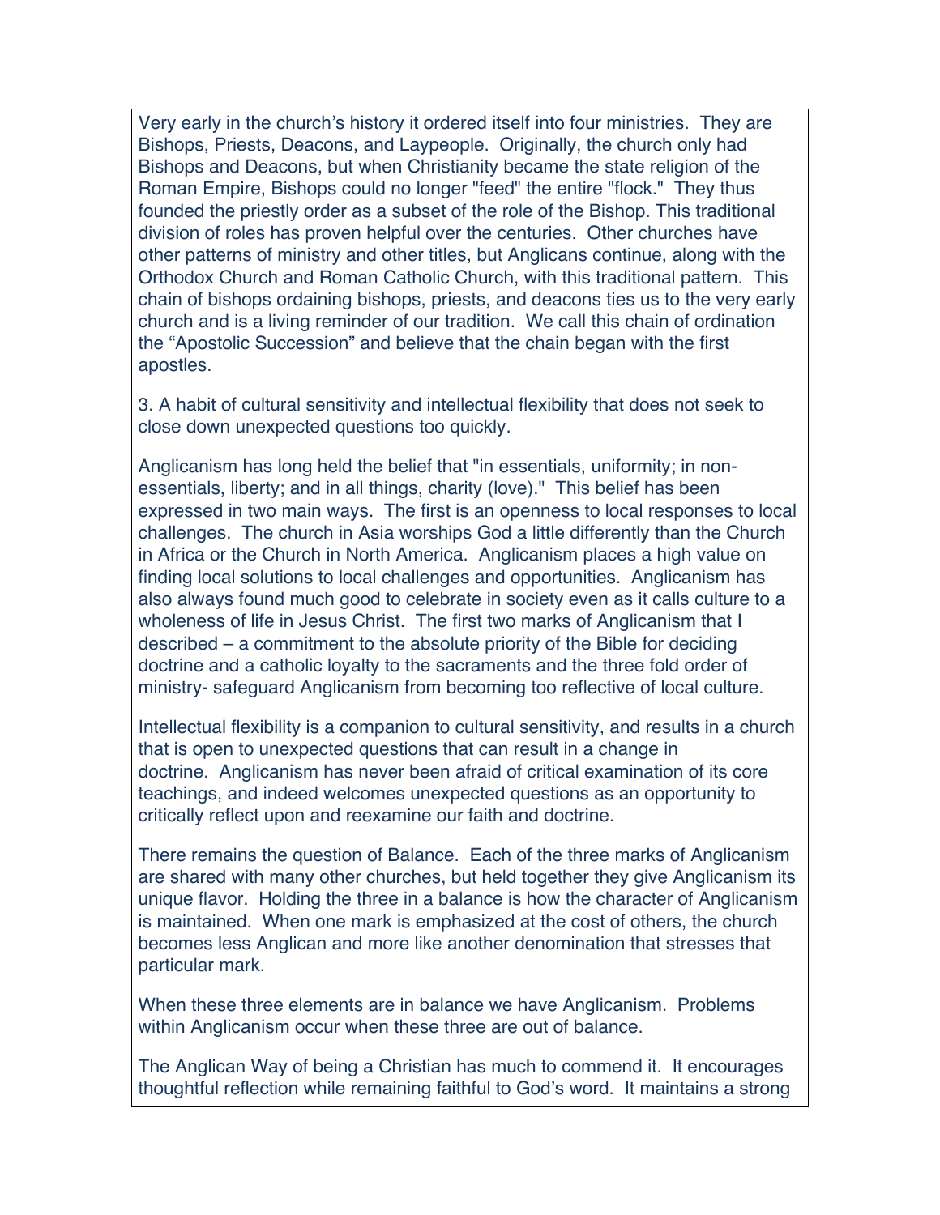Very early in the church's history it ordered itself into four ministries. They are Bishops, Priests, Deacons, and Laypeople. Originally, the church only had Bishops and Deacons, but when Christianity became the state religion of the Roman Empire, Bishops could no longer "feed" the entire "flock." They thus founded the priestly order as a subset of the role of the Bishop. This traditional division of roles has proven helpful over the centuries. Other churches have other patterns of ministry and other titles, but Anglicans continue, along with the Orthodox Church and Roman Catholic Church, with this traditional pattern. This chain of bishops ordaining bishops, priests, and deacons ties us to the very early church and is a living reminder of our tradition. We call this chain of ordination the "Apostolic Succession" and believe that the chain began with the first apostles.

3. A habit of cultural sensitivity and intellectual flexibility that does not seek to close down unexpected questions too quickly.

Anglicanism has long held the belief that "in essentials, uniformity; in non-essentials, liberty; and in all things, charity (love)." This belief has been expressed in two main ways. The first is an openness to local responses to local challenges. The church in Asia worships God a little differently than the Church in Africa or the Church in North America. Anglicanism places a high value on finding local solutions to local challenges and opportunities. Anglicanism has also always found much good to celebrate in society even as it calls culture to a wholeness of life in Jesus Christ. The first two marks of Anglicanism that I described – a commitment to the absolute priority of the Bible for deciding doctrine and a catholic loyalty to the sacraments and the three fold order of ministry- safeguard Anglicanism from becoming too reflective of local culture.

Intellectual flexibility is a companion to cultural sensitivity, and results in a church that is open to unexpected questions that can result in a change in doctrine. Anglicanism has never been afraid of critical examination of its core teachings, and indeed welcomes unexpected questions as an opportunity to critically reflect upon and reexamine our faith and doctrine.

There remains the question of Balance. Each of the three marks of Anglicanism are shared with many other churches, but held together they give Anglicanism its unique flavor. Holding the three in a balance is how the character of Anglicanism is maintained. When one mark is emphasized at the cost of others, the church becomes less Anglican and more like another denomination that stresses that particular mark.

When these three elements are in balance we have Anglicanism. Problems within Anglicanism occur when these three are out of balance.

The Anglican Way of being a Christian has much to commend it. It encourages thoughtful reflection while remaining faithful to God's word. It maintains a strong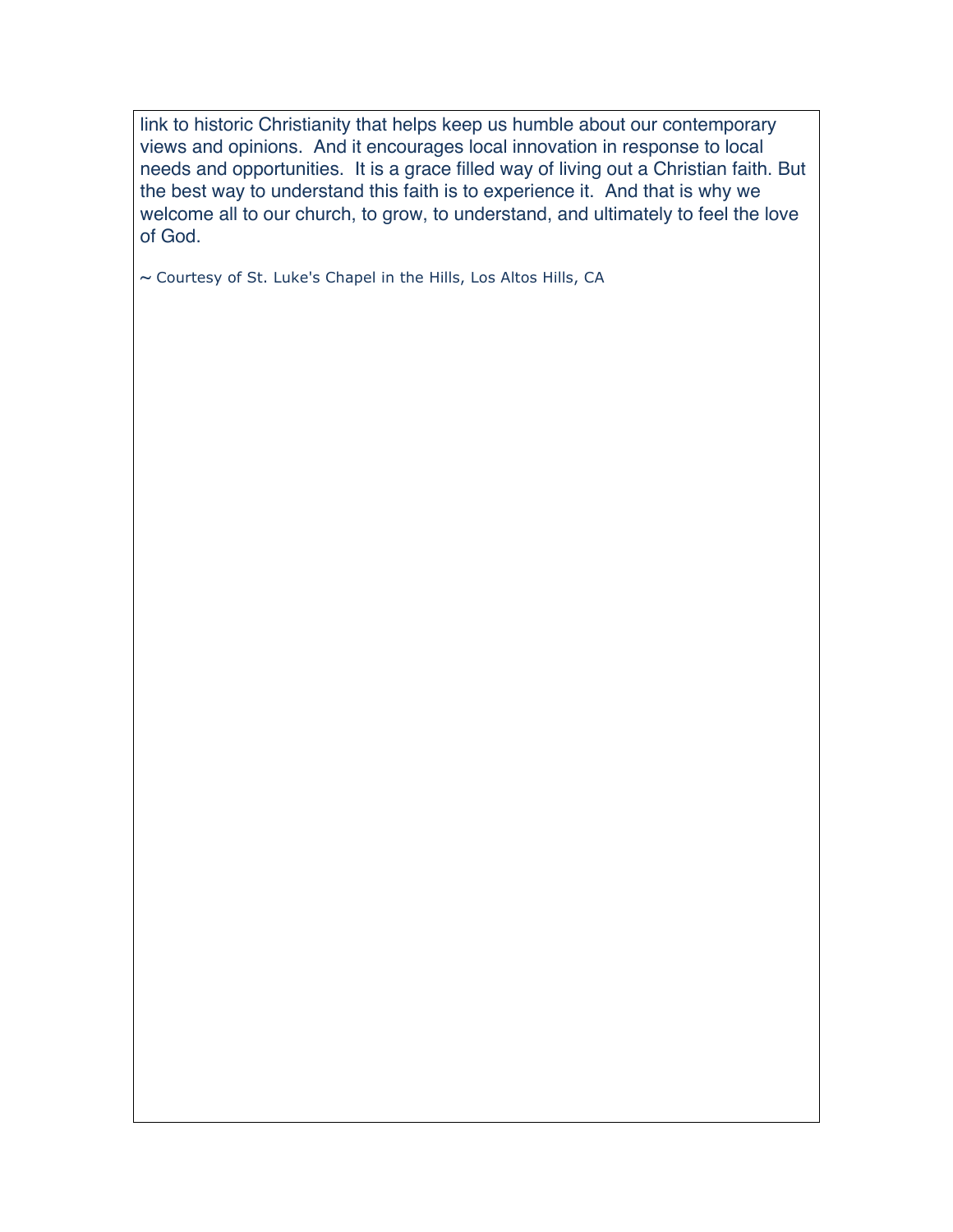link to historic Christianity that helps keep us humble about our contemporary views and opinions.  And it encourages local innovation in response to local needs and opportunities.  It is a grace filled way of living out a Christian faith. But the best way to understand this faith is to experience it.  And that is why we welcome all to our church, to grow, to understand, and ultimately to feel the love of God.

~ Courtesy of St. Luke's Chapel in the Hills, Los Altos Hills, CA